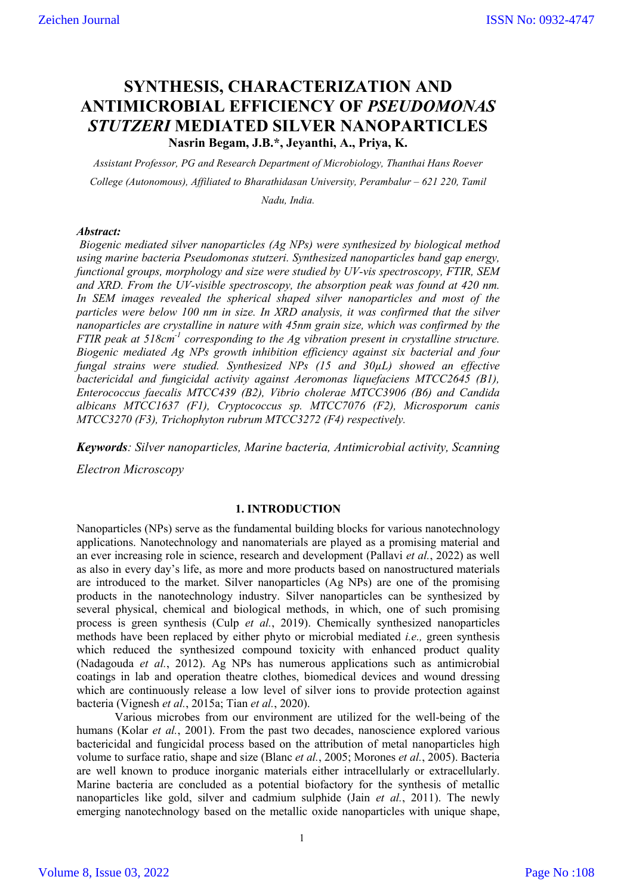# SYNTHESIS, CHARACTERIZATION AND ANTIMICROBIAL EFFICIENCY OF *PSEUDOMONAS STUTZERI* MEDIATED SILVER NANOPARTICLES

**Nasrin Begam, J.B.*, Jeyanthi, A., Priya, K.**

*Assistant Professor, PG and Research Department of Microbiology, Thanthai Hans Roever College (Autonomous), Affiliated to Bharathidasan University, Perambalur – 621 220, Tamil Nadu, India.*

***Abstract:***

*Biogenic mediated silver nanoparticles (Ag NPs) were synthesized by biological method using marine bacteria Pseudomonas stutzeri. Synthesized nanoparticles band gap energy, functional groups, morphology and size were studied by UV-vis spectroscopy, FTIR, SEM and XRD. From the UV-visible spectroscopy, the absorption peak was found at 420 nm. In SEM images revealed the spherical shaped silver nanoparticles and most of the particles were below 100 nm in size. In XRD analysis, it was confirmed that the silver nanoparticles are crystalline in nature with 45nm grain size, which was confirmed by the FTIR peak at 518cm$^{-1}$ corresponding to the Ag vibration present in crystalline structure. Biogenic mediated Ag NPs growth inhibition efficiency against six bacterial and four fungal strains were studied. Synthesized NPs (15 and 30µL) showed an effective bactericidal and fungicidal activity against Aeromonas liquefaciens MTCC2645 (B1), Enterococcus faecalis MTCC439 (B2), Vibrio cholerae MTCC3906 (B6) and Candida albicans MTCC1637 (F1), Cryptococcus sp. MTCC7076 (F2), Microsporum canis MTCC3270 (F3), Trichophyton rubrum MTCC3272 (F4) respectively.*

***Keywords****: Silver nanoparticles, Marine bacteria, Antimicrobial activity, Scanning Electron Microscopy*

## 1. INTRODUCTION

Nanoparticles (NPs) serve as the fundamental building blocks for various nanotechnology applications. Nanotechnology and nanomaterials are played as a promising material and an ever increasing role in science, research and development (Pallavi *et al.*, 2022) as well as also in every day's life, as more and more products based on nanostructured materials are introduced to the market. Silver nanoparticles (Ag NPs) are one of the promising products in the nanotechnology industry. Silver nanoparticles can be synthesized by several physical, chemical and biological methods, in which, one of such promising process is green synthesis (Culp *et al.*, 2019). Chemically synthesized nanoparticles methods have been replaced by either phyto or microbial mediated *i.e.,* green synthesis which reduced the synthesized compound toxicity with enhanced product quality (Nadagouda *et al.*, 2012). Ag NPs has numerous applications such as antimicrobial coatings in lab and operation theatre clothes, biomedical devices and wound dressing which are continuously release a low level of silver ions to provide protection against bacteria (Vignesh *et al.*, 2015a; Tian *et al.*, 2020).

Various microbes from our environment are utilized for the well-being of the humans (Kolar *et al.*, 2001). From the past two decades, nanoscience explored various bactericidal and fungicidal process based on the attribution of metal nanoparticles high volume to surface ratio, shape and size (Blanc *et al.*, 2005; Morones *et al.*, 2005). Bacteria are well known to produce inorganic materials either intracellularly or extracellularly. Marine bacteria are concluded as a potential biofactory for the synthesis of metallic nanoparticles like gold, silver and cadmium sulphide (Jain *et al.*, 2011). The newly emerging nanotechnology based on the metallic oxide nanoparticles with unique shape,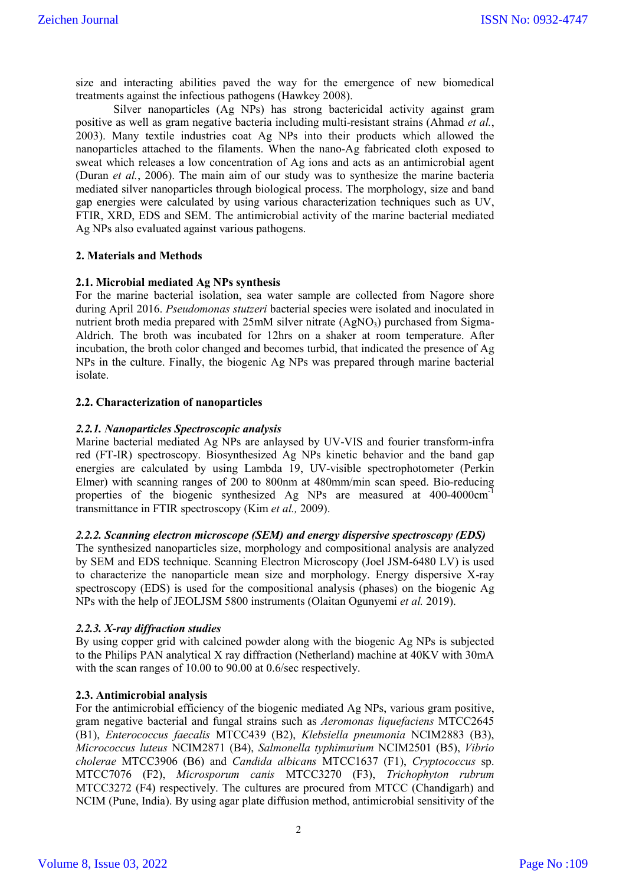size and interacting abilities paved the way for the emergence of new biomedical treatments against the infectious pathogens (Hawkey 2008).

Silver nanoparticles (Ag NPs) has strong bactericidal activity against gram positive as well as gram negative bacteria including multi-resistant strains (Ahmad *et al.*, 2003). Many textile industries coat Ag NPs into their products which allowed the nanoparticles attached to the filaments. When the nano-Ag fabricated cloth exposed to sweat which releases a low concentration of Ag ions and acts as an antimicrobial agent (Duran *et al.*, 2006). The main aim of our study was to synthesize the marine bacteria mediated silver nanoparticles through biological process. The morphology, size and band gap energies were calculated by using various characterization techniques such as UV, FTIR, XRD, EDS and SEM. The antimicrobial activity of the marine bacterial mediated Ag NPs also evaluated against various pathogens.

## 2. Materials and Methods

### 2.1. Microbial mediated Ag NPs synthesis

For the marine bacterial isolation, sea water sample are collected from Nagore shore during April 2016. *Pseudomonas stutzeri* bacterial species were isolated and inoculated in nutrient broth media prepared with 25mM silver nitrate ($AgNO_3$) purchased from Sigma-Aldrich. The broth was incubated for 12hrs on a shaker at room temperature. After incubation, the broth color changed and becomes turbid, that indicated the presence of Ag NPs in the culture. Finally, the biogenic Ag NPs was prepared through marine bacterial isolate.

### 2.2. Characterization of nanoparticles

#### *2.2.1. Nanoparticles Spectroscopic analysis*

Marine bacterial mediated Ag NPs are anlaysed by UV-VIS and fourier transform-infra red (FT-IR) spectroscopy. Biosynthesized Ag NPs kinetic behavior and the band gap energies are calculated by using Lambda 19, UV-visible spectrophotometer (Perkin Elmer) with scanning ranges of 200 to 800nm at 480mm/min scan speed. Bio-reducing properties of the biogenic synthesized Ag NPs are measured at 400-4000$cm^{-1}$ transmittance in FTIR spectroscopy (Kim *et al.,* 2009).

#### *2.2.2. Scanning electron microscope (SEM) and energy dispersive spectroscopy (EDS)*

The synthesized nanoparticles size, morphology and compositional analysis are analyzed by SEM and EDS technique. Scanning Electron Microscopy (Joel JSM-6480 LV) is used to characterize the nanoparticle mean size and morphology. Energy dispersive X-ray spectroscopy (EDS) is used for the compositional analysis (phases) on the biogenic Ag NPs with the help of JEOLJSM 5800 instruments (Olaitan Ogunyemi *et al.* 2019).

#### *2.2.3. X-ray diffraction studies*

By using copper grid with calcined powder along with the biogenic Ag NPs is subjected to the Philips PAN analytical X ray diffraction (Netherland) machine at 40KV with 30mA with the scan ranges of 10.00 to 90.00 at 0.6/sec respectively.

### 2.3. Antimicrobial analysis

For the antimicrobial efficiency of the biogenic mediated Ag NPs, various gram positive, gram negative bacterial and fungal strains such as *Aeromonas liquefaciens* MTCC2645 (B1), *Enterococcus faecalis* MTCC439 (B2), *Klebsiella pneumonia* NCIM2883 (B3), *Micrococcus luteus* NCIM2871 (B4), *Salmonella typhimurium* NCIM2501 (B5), *Vibrio cholerae* MTCC3906 (B6) and *Candida albicans* MTCC1637 (F1), *Cryptococcus* sp. MTCC7076 (F2), *Microsporum canis* MTCC3270 (F3), *Trichophyton rubrum* MTCC3272 (F4) respectively. The cultures are procured from MTCC (Chandigarh) and NCIM (Pune, India). By using agar plate diffusion method, antimicrobial sensitivity of the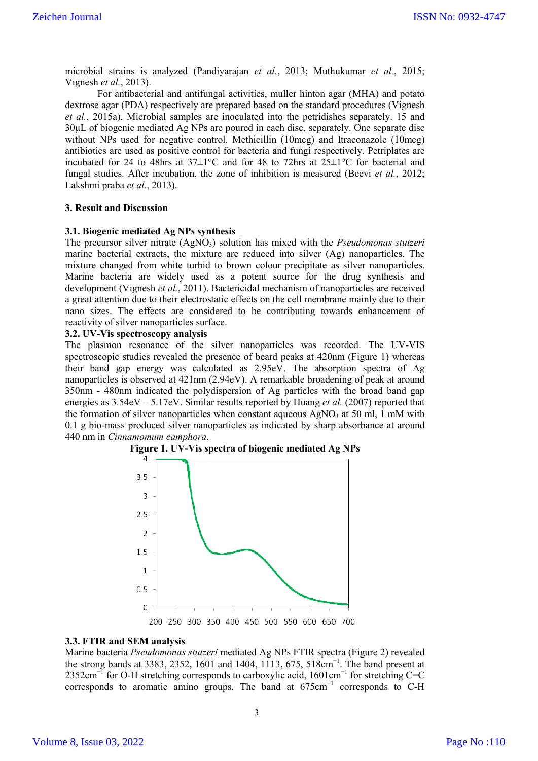microbial strains is analyzed (Pandiyarajan *et al.*, 2013; Muthukumar *et al.*, 2015; Vignesh *et al.*, 2013).

For antibacterial and antifungal activities, muller hinton agar (MHA) and potato dextrose agar (PDA) respectively are prepared based on the standard procedures (Vignesh *et al.*, 2015a). Microbial samples are inoculated into the petridishes separately. 15 and 30μL of biogenic mediated Ag NPs are poured in each disc, separately. One separate disc without NPs used for negative control. Methicillin (10mcg) and Itraconazole (10mcg) antibiotics are used as positive control for bacteria and fungi respectively. Petriplates are incubated for 24 to 48hrs at 37±1°C and for 48 to 72hrs at 25±1°C for bacterial and fungal studies. After incubation, the zone of inhibition is measured (Beevi *et al.*, 2012; Lakshmi praba *et al.*, 2013).

## 3. Result and Discussion

### 3.1. Biogenic mediated Ag NPs synthesis

The precursor silver nitrate ($AgNO_3$) solution has mixed with the *Pseudomonas stutzeri* marine bacterial extracts, the mixture are reduced into silver (Ag) nanoparticles. The mixture changed from white turbid to brown colour precipitate as silver nanoparticles. Marine bacteria are widely used as a potent source for the drug synthesis and development (Vignesh *et al.*, 2011). Bactericidal mechanism of nanoparticles are received a great attention due to their electrostatic effects on the cell membrane mainly due to their nano sizes. The effects are considered to be contributing towards enhancement of reactivity of silver nanoparticles surface.

### 3.2. UV-Vis spectroscopy analysis

The plasmon resonance of the silver nanoparticles was recorded. The UV-VIS spectroscopic studies revealed the presence of beard peaks at 420nm (Figure 1) whereas their band gap energy was calculated as 2.95eV. The absorption spectra of Ag nanoparticles is observed at 421nm (2.94eV). A remarkable broadening of peak at around 350nm - 480nm indicated the polydispersion of Ag particles with the broad band gap energies as 3.54eV – 5.17eV. Similar results reported by Huang *et al.* (2007) reported that the formation of silver nanoparticles when constant aqueous $AgNO_3$ at 50 ml, 1 mM with 0.1 g bio-mass produced silver nanoparticles as indicated by sharp absorbance at around 440 nm in *Cinnamomum camphora*.

**Figure 1. UV-Vis spectra of biogenic mediated Ag NPs**

### 3.3. FTIR and SEM analysis

Marine bacteria *Pseudomonas stutzeri* mediated Ag NPs FTIR spectra (Figure 2) revealed the strong bands at 3383, 2352, 1601 and 1404, 1113, 675, 518cm$^{-1}$. The band present at 2352cm$^{-1}$ for O-H stretching corresponds to carboxylic acid, 1601cm$^{-1}$ for stretching C=C corresponds to aromatic amino groups. The band at 675cm$^{-1}$ corresponds to C-H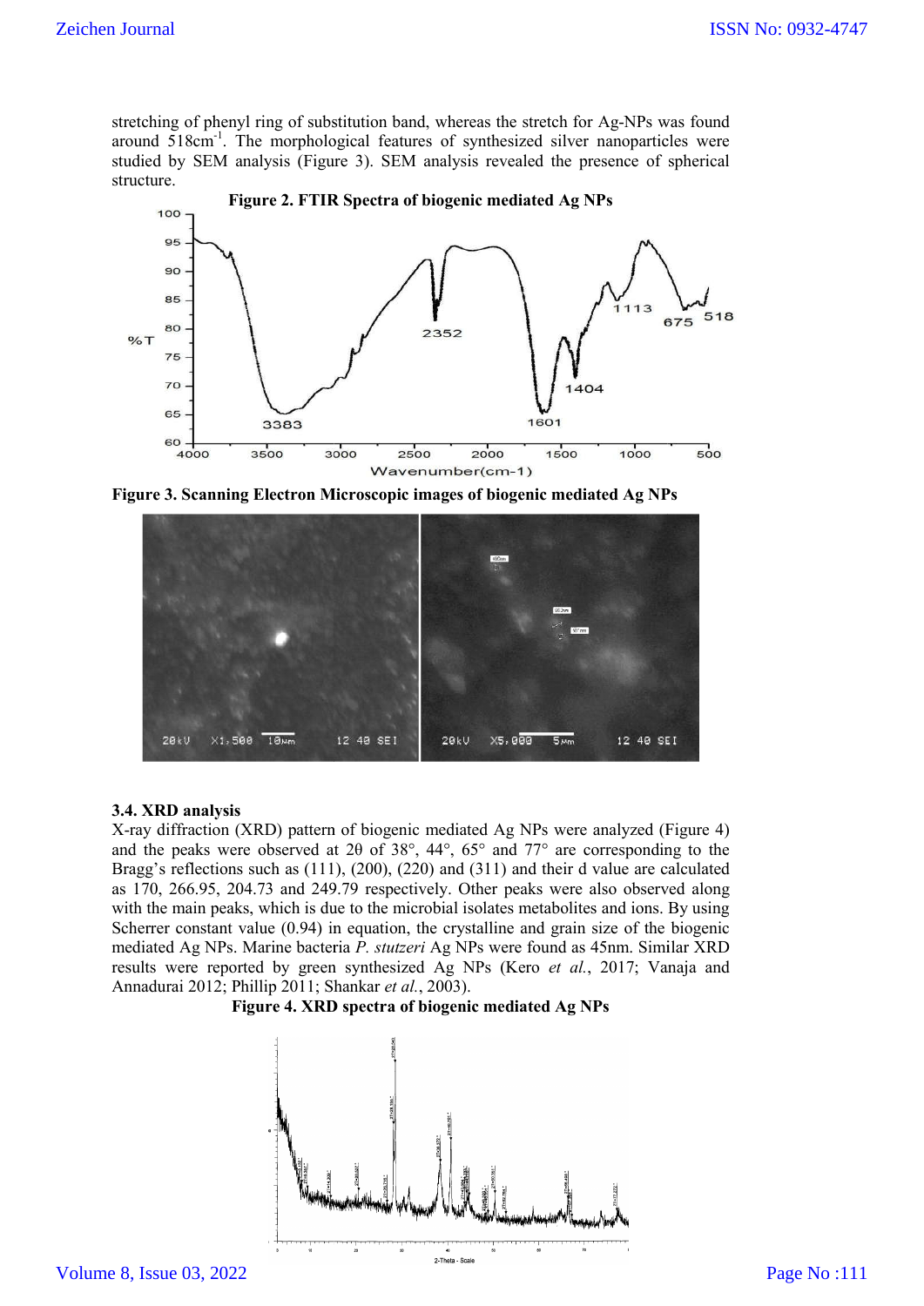stretching of phenyl ring of substitution band, whereas the stretch for Ag-NPs was found around 518cm$^{-1}$. The morphological features of synthesized silver nanoparticles were studied by SEM analysis (Figure 3). SEM analysis revealed the presence of spherical structure.

**Figure 2. FTIR Spectra of biogenic mediated Ag NPs**

**Figure 3. Scanning Electron Microscopic images of biogenic mediated Ag NPs**

### 3.4. XRD analysis

X-ray diffraction (XRD) pattern of biogenic mediated Ag NPs were analyzed (Figure 4) and the peaks were observed at 2θ of 38°, 44°, 65° and 77° are corresponding to the Bragg's reflections such as (111), (200), (220) and (311) and their d value are calculated as 170, 266.95, 204.73 and 249.79 respectively. Other peaks were also observed along with the main peaks, which is due to the microbial isolates metabolites and ions. By using Scherrer constant value (0.94) in equation, the crystalline and grain size of the biogenic mediated Ag NPs. Marine bacteria *P. stutzeri* Ag NPs were found as 45nm. Similar XRD results were reported by green synthesized Ag NPs (Kero *et al.*, 2017; Vanaja and Annadurai 2012; Phillip 2011; Shankar *et al.*, 2003).

**Figure 4. XRD spectra of biogenic mediated Ag NPs**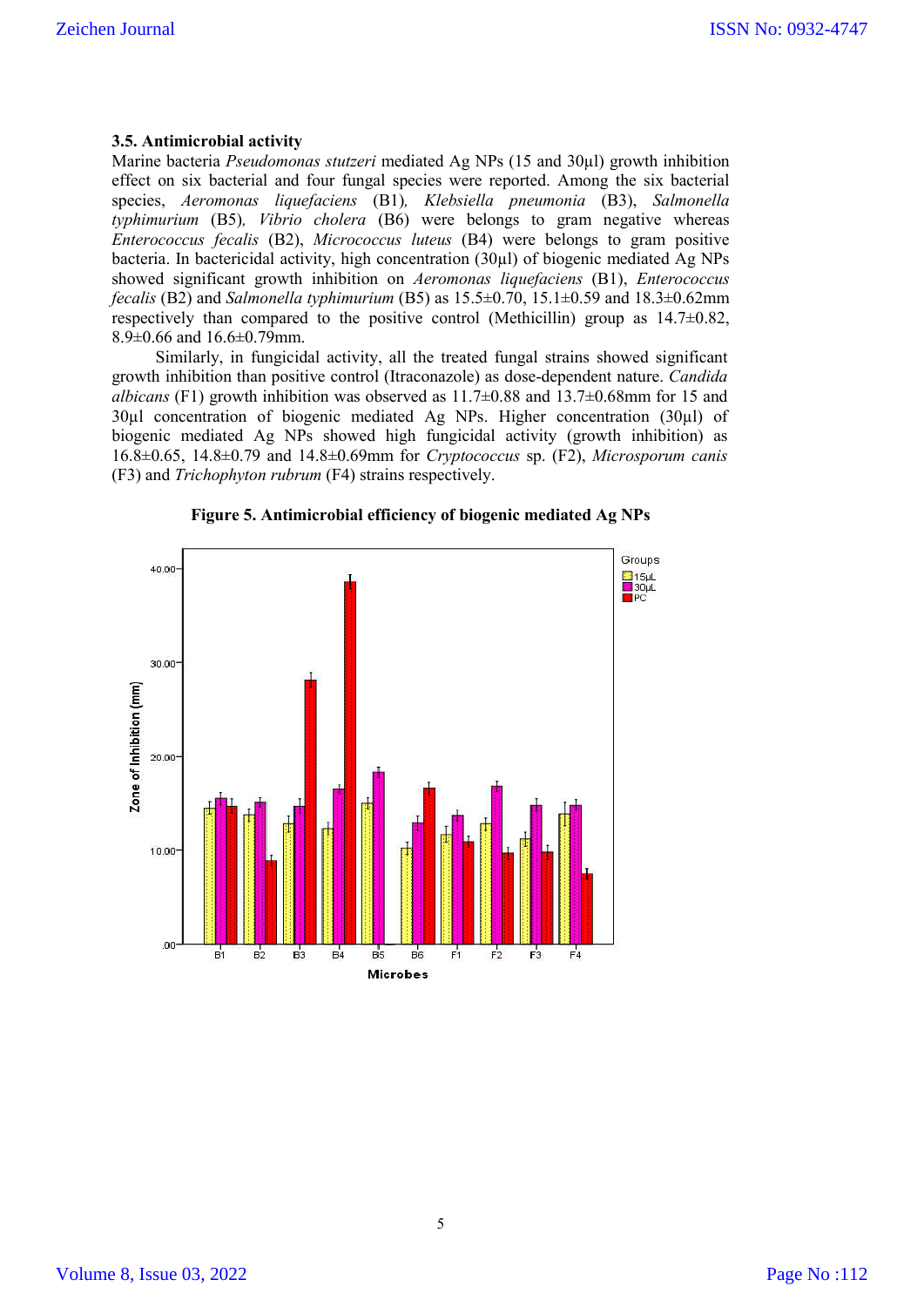### 3.5. Antimicrobial activity

Marine bacteria *Pseudomonas stutzeri* mediated Ag NPs (15 and 30µl) growth inhibition effect on six bacterial and four fungal species were reported. Among the six bacterial species, *Aeromonas liquefaciens* (B1)*, Klebsiella pneumonia* (B3), *Salmonella typhimurium* (B5)*, Vibrio cholera* (B6) were belongs to gram negative whereas *Enterococcus fecalis* (B2), *Micrococcus luteus* (B4) were belongs to gram positive bacteria. In bactericidal activity, high concentration (30µl) of biogenic mediated Ag NPs showed significant growth inhibition on *Aeromonas liquefaciens* (B1), *Enterococcus fecalis* (B2) and *Salmonella typhimurium* (B5) as 15.5±0.70, 15.1±0.59 and 18.3±0.62mm respectively than compared to the positive control (Methicillin) group as 14.7±0.82, 8.9±0.66 and 16.6±0.79mm.

Similarly, in fungicidal activity, all the treated fungal strains showed significant growth inhibition than positive control (Itraconazole) as dose-dependent nature. *Candida albicans* (F1) growth inhibition was observed as 11.7±0.88 and 13.7±0.68mm for 15 and 30µl concentration of biogenic mediated Ag NPs. Higher concentration (30µl) of biogenic mediated Ag NPs showed high fungicidal activity (growth inhibition) as 16.8±0.65, 14.8±0.79 and 14.8±0.69mm for *Cryptococcus* sp. (F2), *Microsporum canis* (F3) and *Trichophyton rubrum* (F4) strains respectively.

**Figure 5. Antimicrobial efficiency of biogenic mediated Ag NPs**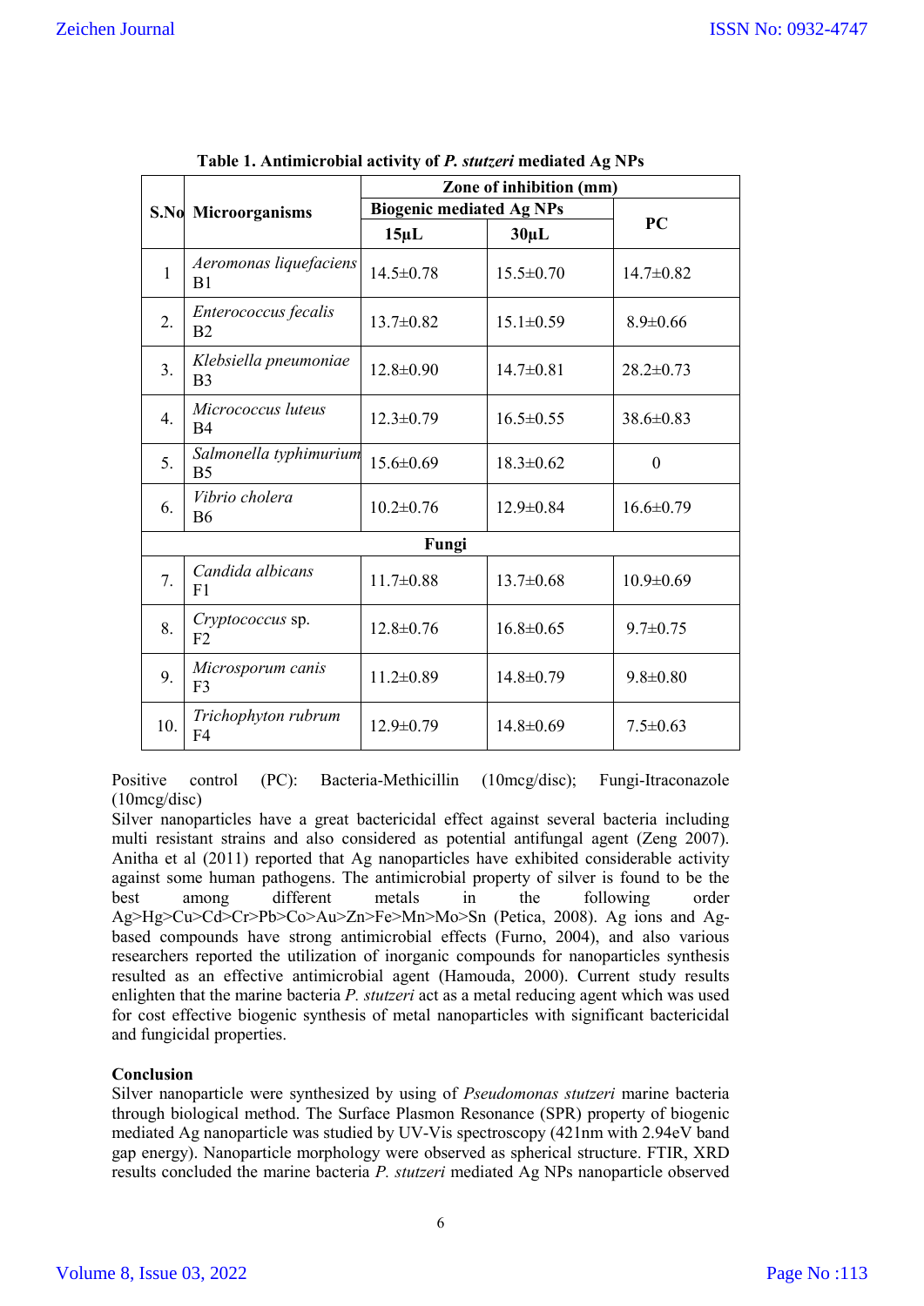**Table 1. Antimicrobial activity of *P. stutzeri* mediated Ag NPs**

| S.No | Microorganisms | Zone of inhibition (mm) | | |
|---|---|---|---|---|
| | | Biogenic mediated Ag NPs | | PC |
| | | 15µL | 30µL | |
| 1 | *Aeromonas liquefaciens* B1 | 14.5±0.78 | 15.5±0.70 | 14.7±0.82 |
| 2. | *Enterococcus fecalis* B2 | 13.7±0.82 | 15.1±0.59 | 8.9±0.66 |
| 3. | *Klebsiella pneumoniae* B3 | 12.8±0.90 | 14.7±0.81 | 28.2±0.73 |
| 4. | *Micrococcus luteus* B4 | 12.3±0.79 | 16.5±0.55 | 38.6±0.83 |
| 5. | *Salmonella typhimurium* B5 | 15.6±0.69 | 18.3±0.62 | 0 |
| 6. | *Vibrio cholera* B6 | 10.2±0.76 | 12.9±0.84 | 16.6±0.79 |
| | **Fungi** | | | |
| 7. | *Candida albicans* F1 | 11.7±0.88 | 13.7±0.68 | 10.9±0.69 |
| 8. | *Cryptococcus* sp. F2 | 12.8±0.76 | 16.8±0.65 | 9.7±0.75 |
| 9. | *Microsporum canis* F3 | 11.2±0.89 | 14.8±0.79 | 9.8±0.80 |
| 10. | *Trichophyton rubrum* F4 | 12.9±0.79 | 14.8±0.69 | 7.5±0.63 |

Positive control (PC): Bacteria-Methicillin (10mcg/disc); Fungi-Itraconazole (10mcg/disc)

Silver nanoparticles have a great bactericidal effect against several bacteria including multi resistant strains and also considered as potential antifungal agent (Zeng 2007). Anitha et al (2011) reported that Ag nanoparticles have exhibited considerable activity against some human pathogens. The antimicrobial property of silver is found to be the best among different metals in the following order Ag>Hg>Cu>Cd>Cr>Pb>Co>Au>Zn>Fe>Mn>Mo>Sn (Petica, 2008). Ag ions and Ag-based compounds have strong antimicrobial effects (Furno, 2004), and also various researchers reported the utilization of inorganic compounds for nanoparticles synthesis resulted as an effective antimicrobial agent (Hamouda, 2000). Current study results enlighten that the marine bacteria *P. stutzeri* act as a metal reducing agent which was used for cost effective biogenic synthesis of metal nanoparticles with significant bactericidal and fungicidal properties.

## Conclusion

Silver nanoparticle were synthesized by using of *Pseudomonas stutzeri* marine bacteria through biological method. The Surface Plasmon Resonance (SPR) property of biogenic mediated Ag nanoparticle was studied by UV-Vis spectroscopy (421nm with 2.94eV band gap energy). Nanoparticle morphology were observed as spherical structure. FTIR, XRD results concluded the marine bacteria *P. stutzeri* mediated Ag NPs nanoparticle observed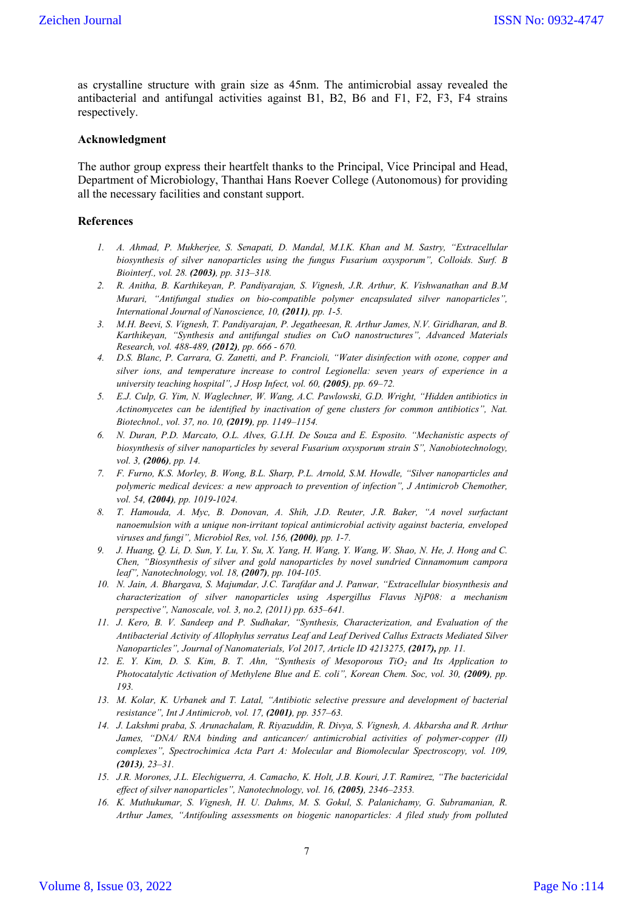as crystalline structure with grain size as 45nm. The antimicrobial assay revealed the antibacterial and antifungal activities against B1, B2, B6 and F1, F2, F3, F4 strains respectively.

## Acknowledgment

The author group express their heartfelt thanks to the Principal, Vice Principal and Head, Department of Microbiology, Thanthai Hans Roever College (Autonomous) for providing all the necessary facilities and constant support.

## References

1. *A. Ahmad, P. Mukherjee, S. Senapati, D. Mandal, M.I.K. Khan and M. Sastry, "Extracellular biosynthesis of silver nanoparticles using the fungus Fusarium oxysporum", Colloids. Surf. B Biointerf., vol. 28.* ***(2003)****, pp. 313–318.*
2. *R. Anitha, B. Karthikeyan, P. Pandiyarajan, S. Vignesh, J.R. Arthur, K. Vishwanathan and B.M Murari, "Antifungal studies on bio-compatible polymer encapsulated silver nanoparticles", International Journal of Nanoscience, 10,* ***(2011)****, pp. 1-5.*
3. *M.H. Beevi, S. Vignesh, T. Pandiyarajan, P. Jegatheesan, R. Arthur James, N.V. Giridharan, and B. Karthikeyan, "Synthesis and antifungal studies on CuO nanostructures", Advanced Materials Research, vol. 488-489,* ***(2012)****, pp. 666 - 670.*
4. *D.S. Blanc, P. Carrara, G. Zanetti, and P. Francioli, "Water disinfection with ozone, copper and silver ions, and temperature increase to control Legionella: seven years of experience in a university teaching hospital", J Hosp Infect, vol. 60,* ***(2005)****, pp. 69–72.*
5. *E.J. Culp, G. Yim, N. Waglechner, W. Wang, A.C. Pawlowski, G.D. Wright, "Hidden antibiotics in Actinomycetes can be identified by inactivation of gene clusters for common antibiotics", Nat. Biotechnol., vol. 37, no. 10,* ***(2019)****, pp. 1149–1154.*
6. *N. Duran, P.D. Marcato, O.L. Alves, G.I.H. De Souza and E. Esposito. "Mechanistic aspects of biosynthesis of silver nanoparticles by several Fusarium oxysporum strain S", Nanobiotechnology, vol. 3,* ***(2006)****, pp. 14.*
7. *F. Furno, K.S. Morley, B. Wong, B.L. Sharp, P.L. Arnold, S.M. Howdle, "Silver nanoparticles and polymeric medical devices: a new approach to prevention of infection", J Antimicrob Chemother, vol. 54,* ***(2004)****, pp. 1019-1024.*
8. *T. Hamouda, A. Myc, B. Donovan, A. Shih, J.D. Reuter, J.R. Baker, "A novel surfactant nanoemulsion with a unique non-irritant topical antimicrobial activity against bacteria, enveloped viruses and fungi", Microbiol Res, vol. 156,* ***(2000)****, pp. 1-7.*
9. *J. Huang, Q. Li, D. Sun, Y. Lu, Y. Su, X. Yang, H. Wang, Y. Wang, W. Shao, N. He, J. Hong and C. Chen, "Biosynthesis of silver and gold nanoparticles by novel sundried Cinnamomum campora leaf", Nanotechnology, vol. 18,* ***(2007)****, pp. 104-105.*
10. *N. Jain, A. Bhargava, S. Majumdar, J.C. Tarafdar and J. Panwar, "Extracellular biosynthesis and characterization of silver nanoparticles using Aspergillus Flavus NjP08: a mechanism perspective", Nanoscale, vol. 3, no.2, (2011) pp. 635–641.*
11. *J. Kero, B. V. Sandeep and P. Sudhakar, "Synthesis, Characterization, and Evaluation of the Antibacterial Activity of Allophylus serratus Leaf and Leaf Derived Callus Extracts Mediated Silver Nanoparticles", Journal of Nanomaterials, Vol 2017, Article ID 4213275,* ***(2017),*** *pp. 11.*
12. *E. Y. Kim, D. S. Kim, B. T. Ahn, "Synthesis of Mesoporous $TiO_2$ and Its Application to Photocatalytic Activation of Methylene Blue and E. coli", Korean Chem. Soc, vol. 30,* ***(2009)****, pp. 193.*
13. *M. Kolar, K. Urbanek and T. Latal, "Antibiotic selective pressure and development of bacterial resistance", Int J Antimicrob, vol. 17,* ***(2001)****, pp. 357–63.*
14. *J. Lakshmi praba, S. Arunachalam, R. Riyazuddin, R. Divya, S. Vignesh, A. Akbarsha and R. Arthur James, "DNA/ RNA binding and anticancer/ antimicrobial activities of polymer-copper (II) complexes", Spectrochimica Acta Part A: Molecular and Biomolecular Spectroscopy, vol. 109,* ***(2013)****, 23–31.*
15. *J.R. Morones, J.L. Elechiguerra, A. Camacho, K. Holt, J.B. Kouri, J.T. Ramirez, "The bactericidal effect of silver nanoparticles", Nanotechnology, vol. 16,* ***(2005)****, 2346–2353.*
16. *K. Muthukumar, S. Vignesh, H. U. Dahms, M. S. Gokul, S. Palanichamy, G. Subramanian, R. Arthur James, "Antifouling assessments on biogenic nanoparticles: A filed study from polluted*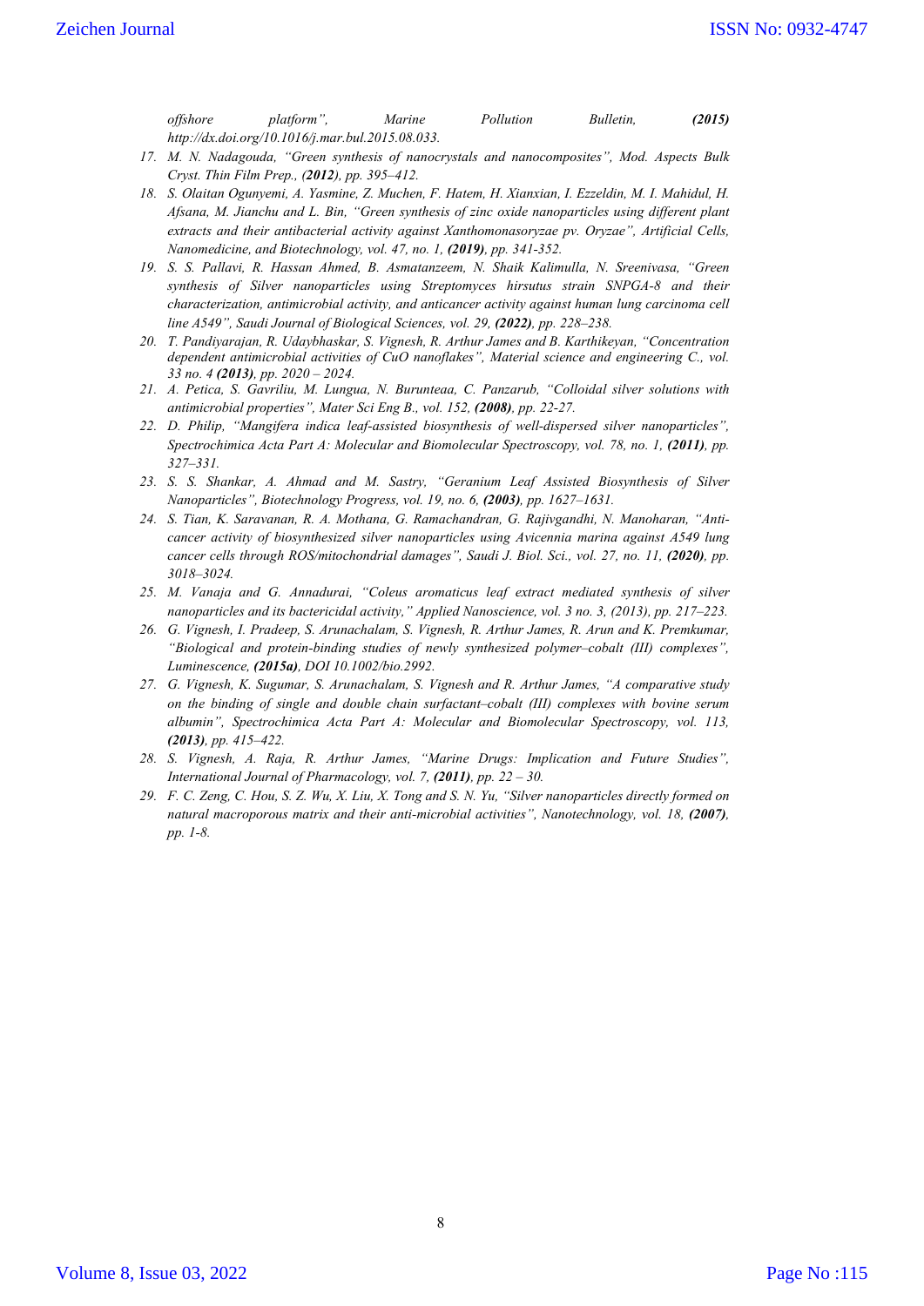*offshore platform", Marine Pollution Bulletin, **(2015)** http://dx.doi.org/10.1016/j.mar.bul.2015.08.033.*

17. *M. N. Nadagouda, "Green synthesis of nanocrystals and nanocomposites", Mod. Aspects Bulk Cryst. Thin Film Prep., (**2012**), pp. 395–412.*
18. *S. Olaitan Ogunyemi, A. Yasmine, Z. Muchen, F. Hatem, H. Xianxian, I. Ezzeldin, M. I. Mahidul, H. Afsana, M. Jianchu and L. Bin, "Green synthesis of zinc oxide nanoparticles using different plant extracts and their antibacterial activity against Xanthomonasoryzae pv. Oryzae", Artificial Cells, Nanomedicine, and Biotechnology, vol. 47, no. 1, **(2019)**, pp. 341-352.*
19. *S. S. Pallavi, R. Hassan Ahmed, B. Asmatanzeem, N. Shaik Kalimulla, N. Sreenivasa, "Green synthesis of Silver nanoparticles using Streptomyces hirsutus strain SNPGA-8 and their characterization, antimicrobial activity, and anticancer activity against human lung carcinoma cell line A549", Saudi Journal of Biological Sciences, vol. 29, **(2022)**, pp. 228–238.*
20. *T. Pandiyarajan, R. Udaybhaskar, S. Vignesh, R. Arthur James and B. Karthikeyan, "Concentration dependent antimicrobial activities of CuO nanoflakes", Material science and engineering C., vol. 33 no. 4 **(2013)**, pp. 2020 – 2024.*
21. *A. Petica, S. Gavriliu, M. Lungua, N. Burunteaa, C. Panzarub, "Colloidal silver solutions with antimicrobial properties", Mater Sci Eng B., vol. 152, **(2008)**, pp. 22-27.*
22. *D. Philip, "Mangifera indica leaf-assisted biosynthesis of well-dispersed silver nanoparticles", Spectrochimica Acta Part A: Molecular and Biomolecular Spectroscopy, vol. 78, no. 1, **(2011)**, pp. 327–331.*
23. *S. S. Shankar, A. Ahmad and M. Sastry, "Geranium Leaf Assisted Biosynthesis of Silver Nanoparticles", Biotechnology Progress, vol. 19, no. 6, **(2003)**, pp. 1627–1631.*
24. *S. Tian, K. Saravanan, R. A. Mothana, G. Ramachandran, G. Rajivgandhi, N. Manoharan, "Anti-cancer activity of biosynthesized silver nanoparticles using Avicennia marina against A549 lung cancer cells through ROS/mitochondrial damages", Saudi J. Biol. Sci., vol. 27, no. 11, **(2020)**, pp. 3018–3024.*
25. *M. Vanaja and G. Annadurai, "Coleus aromaticus leaf extract mediated synthesis of silver nanoparticles and its bactericidal activity," Applied Nanoscience, vol. 3 no. 3, (2013), pp. 217–223.*
26. *G. Vignesh, I. Pradeep, S. Arunachalam, S. Vignesh, R. Arthur James, R. Arun and K. Premkumar, "Biological and protein-binding studies of newly synthesized polymer–cobalt (III) complexes", Luminescence, **(2015a)**, DOI 10.1002/bio.2992.*
27. *G. Vignesh, K. Sugumar, S. Arunachalam, S. Vignesh and R. Arthur James, "A comparative study on the binding of single and double chain surfactant–cobalt (III) complexes with bovine serum albumin", Spectrochimica Acta Part A: Molecular and Biomolecular Spectroscopy, vol. 113, **(2013)**, pp. 415–422.*
28. *S. Vignesh, A. Raja, R. Arthur James, "Marine Drugs: Implication and Future Studies", International Journal of Pharmacology, vol. 7, **(2011)**, pp. 22 – 30.*
29. *F. C. Zeng, C. Hou, S. Z. Wu, X. Liu, X. Tong and S. N. Yu, "Silver nanoparticles directly formed on natural macroporous matrix and their anti-microbial activities", Nanotechnology, vol. 18, **(2007)**, pp. 1-8.*